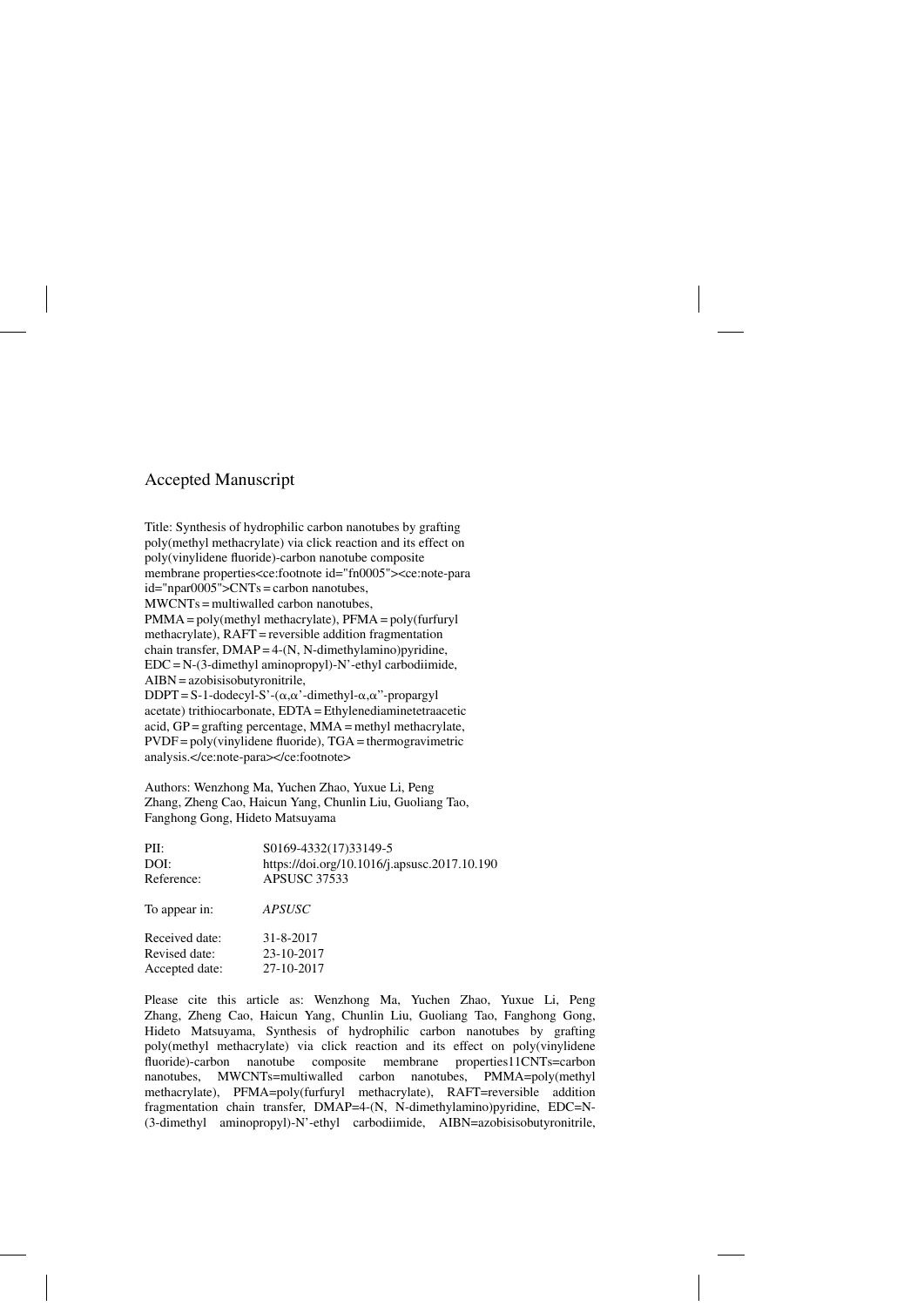## Accepted Manuscript

Title: Synthesis of hydrophilic carbon nanotubes by grafting poly(methyl methacrylate) via click reaction and its effect on poly(vinylidene fluoride)-carbon nanotube composite membrane properties<ce:footnote id="fn0005"><ce:note-para id="npar0005">CNTs = carbon nanotubes, MWCNTs = multiwalled carbon nanotubes, PMMA = poly(methyl methacrylate), PFMA = poly(furfuryl methacrylate), RAFT = reversible addition fragmentation chain transfer, DMAP = 4-(N, N-dimethylamino)pyridine, EDC = N-(3-dimethyl aminopropyl)-N'-ethyl carbodiimide, AIBN = azobisisobutyronitrile, DDPT = S-1-dodecyl-S'-(α,α'-dimethyl-α,α''-propargyl acetate) trithiocarbonate, EDTA = Ethylenediaminetetraacetic acid, GP = grafting percentage, MMA = methyl methacrylate, PVDF = poly(vinylidene fluoride), TGA = thermogravimetric analysis.</ce:note-para></ce:footnote>

Authors: Wenzhong Ma, Yuchen Zhao, Yuxue Li, Peng Zhang, Zheng Cao, Haicun Yang, Chunlin Liu, Guoliang Tao, Fanghong Gong, Hideto Matsuyama

| | |
|---|---|
| PII: | S0169-4332(17)33149-5 |
| DOI: | https://doi.org/10.1016/j.apsusc.2017.10.190 |
| Reference: | APSUSC 37533 |
| To appear in: | *APSUSC* |
| Received date: | 31-8-2017 |
| Revised date: | 23-10-2017 |
| Accepted date: | 27-10-2017 |

Please cite this article as: Wenzhong Ma, Yuchen Zhao, Yuxue Li, Peng Zhang, Zheng Cao, Haicun Yang, Chunlin Liu, Guoliang Tao, Fanghong Gong, Hideto Matsuyama, Synthesis of hydrophilic carbon nanotubes by grafting poly(methyl methacrylate) via click reaction and its effect on poly(vinylidene fluoride)-carbon nanotube composite membrane properties11CNTs=carbon nanotubes, MWCNTs=multiwalled carbon nanotubes, PMMA=poly(methyl methacrylate), PFMA=poly(furfuryl methacrylate), RAFT=reversible addition fragmentation chain transfer, DMAP=4-(N, N-dimethylamino)pyridine, EDC=N-(3-dimethyl aminopropyl)-N'-ethyl carbodiimide, AIBN=azobisisobutyronitrile,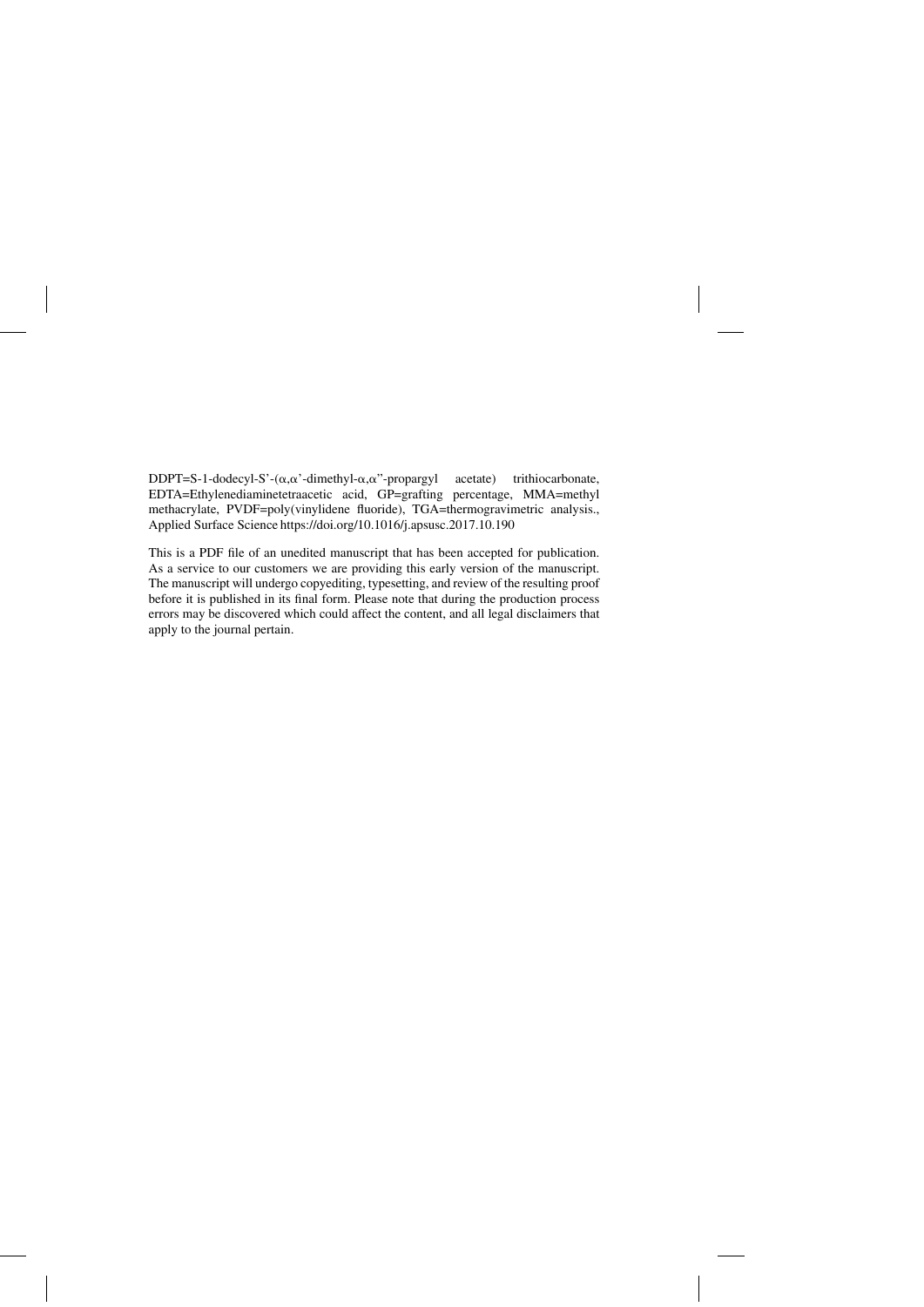DDPT=S-1-dodecyl-S'-(α,α'-dimethyl-α,α''-propargyl acetate) trithiocarbonate, EDTA=Ethylenediaminetetraacetic acid, GP=grafting percentage, MMA=methyl methacrylate, PVDF=poly(vinylidene fluoride), TGA=thermogravimetric analysis., Applied Surface Science https://doi.org/10.1016/j.apsusc.2017.10.190

This is a PDF file of an unedited manuscript that has been accepted for publication. As a service to our customers we are providing this early version of the manuscript. The manuscript will undergo copyediting, typesetting, and review of the resulting proof before it is published in its final form. Please note that during the production process errors may be discovered which could affect the content, and all legal disclaimers that apply to the journal pertain.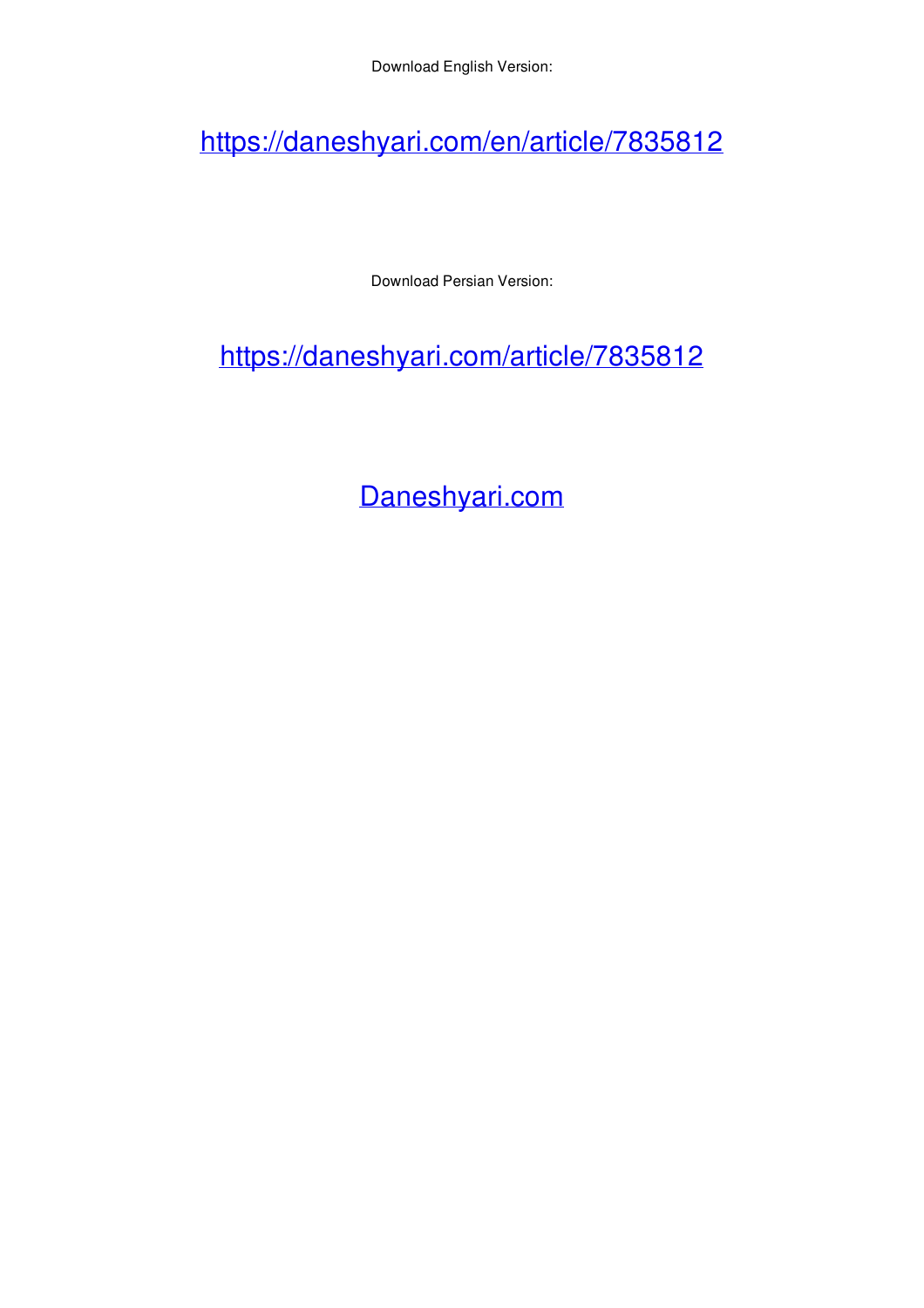Download English Version:

[https://daneshyari.com/en/article/7835812](https://daneshyari.com/en/article/7835812)

Download Persian Version:

[https://daneshyari.com/article/7835812](https://daneshyari.com/article/7835812)

[Daneshyari.com](https://daneshyari.com)